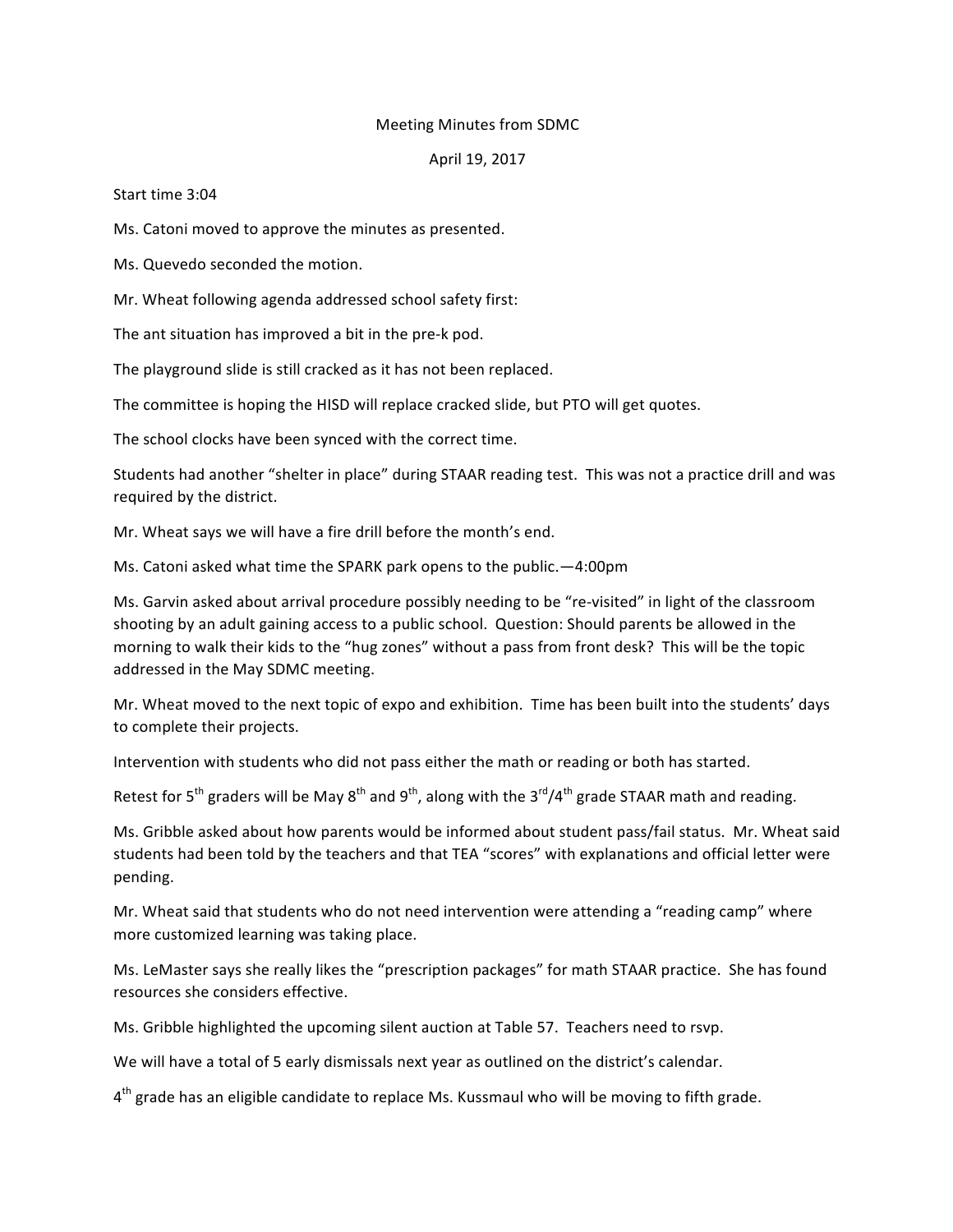Meeting Minutes from SDMC

April 19, 2017

Start time 3:04

Ms. Catoni moved to approve the minutes as presented.

Ms. Quevedo seconded the motion.

Mr. Wheat following agenda addressed school safety first:

The ant situation has improved a bit in the pre-k pod.

The playground slide is still cracked as it has not been replaced.

The committee is hoping the HISD will replace cracked slide, but PTO will get quotes.

The school clocks have been synced with the correct time.

Students had another "shelter in place" during STAAR reading test. This was not a practice drill and was required by the district.

Mr. Wheat says we will have a fire drill before the month's end.

Ms. Catoni asked what time the SPARK park opens to the public.—4:00pm

Ms. Garvin asked about arrival procedure possibly needing to be "re-visited" in light of the classroom shooting by an adult gaining access to a public school. Question: Should parents be allowed in the morning to walk their kids to the "hug zones" without a pass from front desk? This will be the topic addressed in the May SDMC meeting.

Mr. Wheat moved to the next topic of expo and exhibition. Time has been built into the students' days to complete their projects.

Intervention with students who did not pass either the math or reading or both has started.

Retest for 5th graders will be May 8th and 9th, along with the 3rd/4th grade STAAR math and reading.

Ms. Gribble asked about how parents would be informed about student pass/fail status. Mr. Wheat said students had been told by the teachers and that TEA "scores" with explanations and official letter were pending.

Mr. Wheat said that students who do not need intervention were attending a "reading camp" where more customized learning was taking place.

Ms. LeMaster says she really likes the "prescription packages" for math STAAR practice. She has found resources she considers effective.

Ms. Gribble highlighted the upcoming silent auction at Table 57. Teachers need to rsvp.

We will have a total of 5 early dismissals next year as outlined on the district's calendar.

4th grade has an eligible candidate to replace Ms. Kussmaul who will be moving to fifth grade.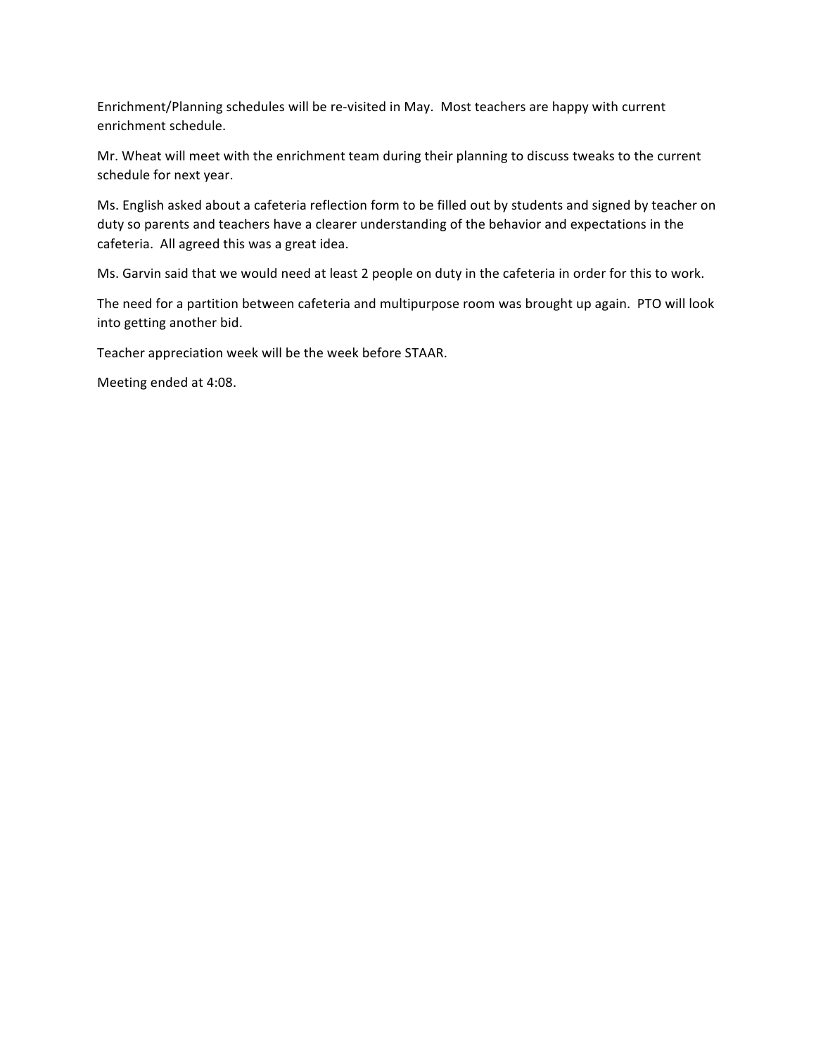Enrichment/Planning schedules will be re-visited in May. Most teachers are happy with current enrichment schedule.

Mr. Wheat will meet with the enrichment team during their planning to discuss tweaks to the current schedule for next year.

Ms. English asked about a cafeteria reflection form to be filled out by students and signed by teacher on duty so parents and teachers have a clearer understanding of the behavior and expectations in the cafeteria. All agreed this was a great idea.

Ms. Garvin said that we would need at least 2 people on duty in the cafeteria in order for this to work.

The need for a partition between cafeteria and multipurpose room was brought up again. PTO will look into getting another bid.

Teacher appreciation week will be the week before STAAR.

Meeting ended at 4:08.